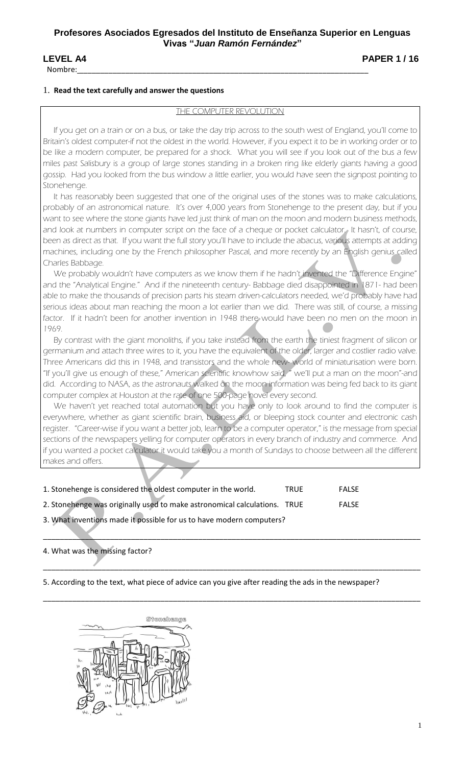**Profesores Asociados Egresados del Instituto de Enseñanza Superior en Lenguas Vivas "*Juan Ramón Fernández*"**

**LEVEL A4** **PAPER 1 / 16**

Nombre:___________________________________________________________________

1. **Read the text carefully and answer the questions**

THE COMPUTER REVOLUTION

If you get on a train or on a bus, or take the day trip across to the south west of England, you'll come to Britain's oldest computer-if not the oldest in the world. However, if you expect it to be in working order or to be like a modern computer, be prepared for a shock. What you will see if you look out of the bus a few miles past Salisbury is a group of large stones standing in a broken ring like elderly giants having a good gossip. Had you looked from the bus window a little earlier, you would have seen the signpost pointing to Stonehenge.

It has reasonably been suggested that one of the original uses of the stones was to make calculations, probably of an astronomical nature. It's over 4,000 years from Stonehenge to the present day, but if you want to see where the stone giants have led just think of man on the moon and modern business methods, and look at numbers in computer script on the face of a cheque or pocket calculator. It hasn't, of course, been as direct as that. If you want the full story you'll have to include the abacus, various attempts at adding machines, including one by the French philosopher Pascal, and more recently by an English genius called Charles Babbage.

We probably wouldn't have computers as we know them if he hadn't invented the "Difference Engine" and the "Analytical Engine." And if the nineteenth century- Babbage died disappointed in 1871- had been able to make the thousands of precision parts his steam driven-calculators needed, we'd probably have had serious ideas about man reaching the moon a lot earlier than we did. There was still, of course, a missing factor. If it hadn't been for another invention in 1948 there would have been no men on the moon in 1969.

By contrast with the giant monoliths, if you take instead from the earth the tiniest fragment of silicon or germanium and attach three wires to it, you have the equivalent of the older, larger and costlier radio valve. Three Americans did this in 1948, and transistors and the whole new- world of miniaturisation were born. "If you'll give us enough of these," American scientific knowhow said, " we'll put a man on the moon"-and did. According to NASA, as the astronauts walked on the moon information was being fed back to its giant computer complex at Houston at the rate of one 500-page novel every second.

We haven't yet reached total automation but you have only to look around to find the computer is everywhere, whether as giant scientific brain, business aid, or bleeping stock counter and electronic cash register. "Career-wise if you want a better job, learn to be a computer operator," is the message from special sections of the newspapers yelling for computer operators in every branch of industry and commerce. And if you wanted a pocket calculator it would take you a month of Sundays to choose between all the different makes and offers.

1. Stonehenge is considered the oldest computer in the world. TRUE FALSE

2. Stonehenge was originally used to make astronomical calculations. TRUE FALSE

3. What inventions made it possible for us to have modern computers?

___________________________________________________________________________

4. What was the missing factor?

___________________________________________________________________________

5. According to the text, what piece of advice can you give after reading the ads in the newspaper?

___________________________________________________________________________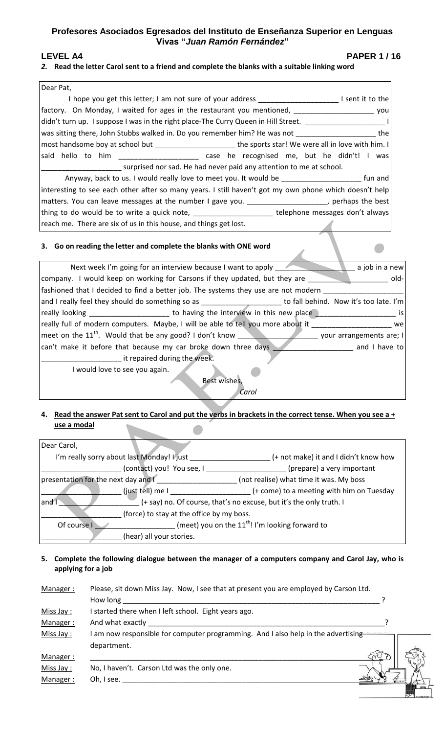**Profesores Asociados Egresados del Instituto de Enseñanza Superior en Lenguas Vivas "*Juan Ramón Fernández*"**

**LEVEL A4** **PAPER 1 / 16**

***2.*** **Read the letter Carol sent to a friend and complete the blanks with a suitable linking word**

Dear Pat,

I hope you get this letter; I am not sure of your address ____________________ I sent it to the factory. On Monday, I waited for ages in the restaurant you mentioned, ____________________ you didn't turn up. I suppose I was in the right place-The Curry Queen in Hill Street. ____________________ I was sitting there, John Stubbs walked in. Do you remember him? He was not ____________________ the most handsome boy at school but ____________________ the sports star! We were all in love with him. I said hello to him ____________________ case he recognised me, but he didn't! I was ____________________ surprised nor sad. He had never paid any attention to me at school.

Anyway, back to us. I would really love to meet you. It would be ____________________ fun and interesting to see each other after so many years. I still haven't got my own phone which doesn't help matters. You can leave messages at the number I gave you. ____________________, perhaps the best thing to do would be to write a quick note, ____________________ telephone messages don't always reach me. There are six of us in this house, and things get lost.

**3. Go on reading the letter and complete the blanks with ONE word**

Next week I'm going for an interview because I want to apply ____________________ a job in a new company. I would keep on working for Carsons if they updated, but they are ____________________ old-fashioned that I decided to find a better job. The systems they use are not modern ____________________ and I really feel they should do something so as ____________________ to fall behind. Now it's too late. I'm really looking ____________________ to having the interview in this new place ____________________ is really full of modern computers. Maybe, I will be able to tell you more about it ____________________ we meet on the 11th. Would that be any good? I don't know ____________________ your arrangements are; I can't make it before that because my car broke down three days ____________________ and I have to ____________________ it repaired during the week.

I would love to see you again.

Best wishes,

*Carol*

**4. Read the answer Pat sent to Carol and put the verbs in brackets in the correct tense. When you see a + use a modal**

Dear Carol,

I'm really sorry about last Monday! I just ____________________ (+ not make) it and I didn't know how ____________________ (contact) you! You see, I ____________________ (prepare) a very important presentation for the next day and I ____________________ (not realise) what time it was. My boss ____________________ (just tell) me I ____________________ (+ come) to a meeting with him on Tuesday and I ____________________ (+ say) no. Of course, that's no excuse, but it's the only truth. I ____________________ (force) to stay at the office by my boss.

Of course I ____________________ (meet) you on the 11th! I'm looking forward to ____________________ (hear) all your stories.

**5. Complete the following dialogue between the manager of a computers company and Carol Jay, who is applying for a job**

Manager : Please, sit down Miss Jay. Now, I see that at present you are employed by Carson Ltd. How long ____________________________________________________________ ?

Miss Jay : I started there when I left school. Eight years ago.

Manager : And what exactly ____________________________________________________________?

Miss Jay : I am now responsible for computer programming. And I also help in the advertising department.

Manager : ____________________________________________________________

Miss Jay : No, I haven't. Carson Ltd was the only one.

Manager : Oh, I see. ____________________________________________________________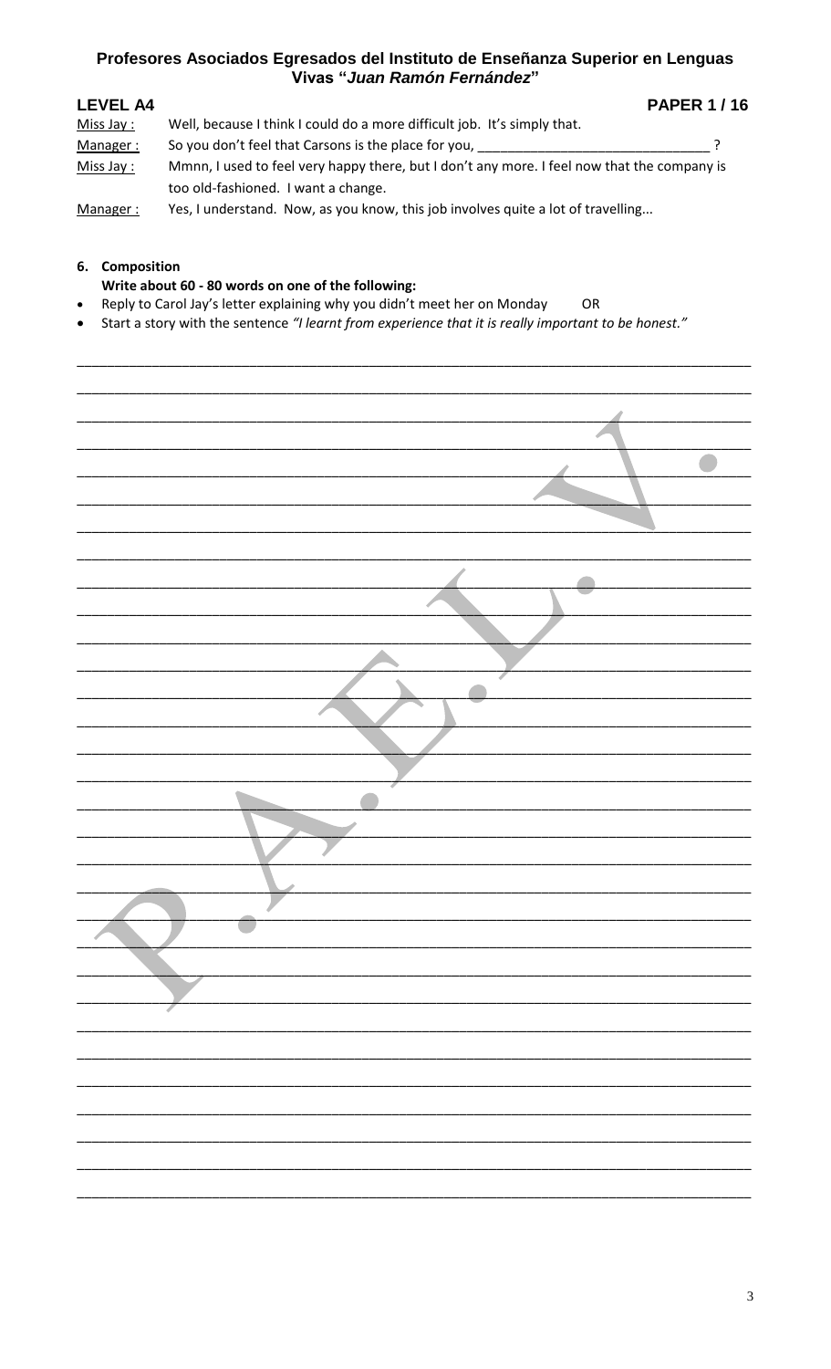| | |
|---|---|
| Miss Jay : | Well, because I think I could do a more difficult job. It's simply that. |
| Manager : | So you don't feel that Carsons is the place for you, ______________________________ ? |
| Miss Jay : | Mmnn, I used to feel very happy there, but I don't any more. I feel now that the company is too old-fashioned. I want a change. |
| Manager : | Yes, I understand. Now, as you know, this job involves quite a lot of travelling... |

**6. Composition**

**Write about 60 - 80 words on one of the following:**

- Reply to Carol Jay's letter explaining why you didn't meet her on Monday OR
- Start a story with the sentence *"I learnt from experience that it is really important to be honest."*

______________________________________________________________________________

______________________________________________________________________________

______________________________________________________________________________

______________________________________________________________________________

______________________________________________________________________________

______________________________________________________________________________

______________________________________________________________________________

______________________________________________________________________________

______________________________________________________________________________

______________________________________________________________________________

______________________________________________________________________________

______________________________________________________________________________

______________________________________________________________________________

______________________________________________________________________________

______________________________________________________________________________

______________________________________________________________________________

______________________________________________________________________________

______________________________________________________________________________

______________________________________________________________________________

______________________________________________________________________________

______________________________________________________________________________

______________________________________________________________________________

______________________________________________________________________________

______________________________________________________________________________

______________________________________________________________________________

______________________________________________________________________________

______________________________________________________________________________

______________________________________________________________________________

______________________________________________________________________________

______________________________________________________________________________

______________________________________________________________________________